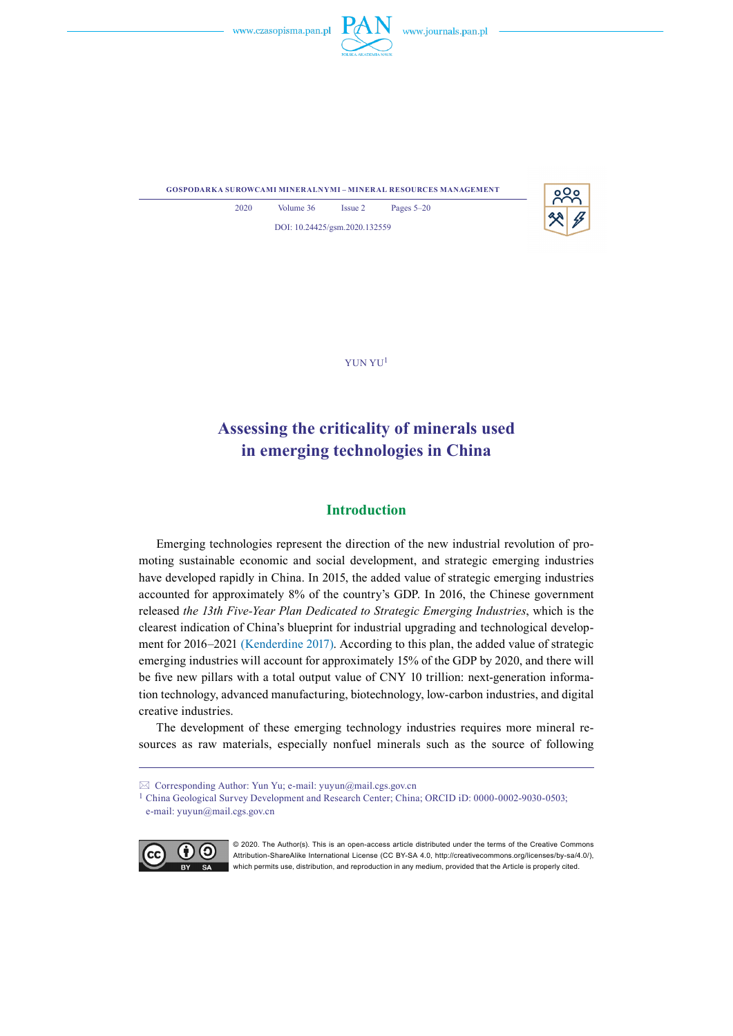YUN YU[1]

# Assessing the criticality of minerals used in emerging technologies in China

## Introduction

Emerging technologies represent the direction of the new industrial revolution of promoting sustainable economic and social development, and strategic emerging industries have developed rapidly in China. In 2015, the added value of strategic emerging industries accounted for approximately 8% of the country's GDP. In 2016, the Chinese government released *the 13th Five-Year Plan Dedicated to Strategic Emerging Industries*, which is the clearest indication of China's blueprint for industrial upgrading and technological development for 2016–2021 (Kenderdine 2017). According to this plan, the added value of strategic emerging industries will account for approximately 15% of the GDP by 2020, and there will be five new pillars with a total output value of CNY 10 trillion: next-generation information technology, advanced manufacturing, biotechnology, low-carbon industries, and digital creative industries.

The development of these emerging technology industries requires more mineral resources as raw materials, especially nonfuel minerals such as the source of following

---

✉ Corresponding Author: Yun Yu; e-mail: yuyun@mail.cgs.gov.cn

[1] China Geological Survey Development and Research Center; China; ORCID iD: 0000-0002-9030-0503; e-mail: yuyun@mail.cgs.gov.cn

© 2020. The Author(s). This is an open-access article distributed under the terms of the Creative Commons Attribution-ShareAlike International License (CC BY-SA 4.0, http://creativecommons.org/licenses/by-sa/4.0/), which permits use, distribution, and reproduction in any medium, provided that the Article is properly cited.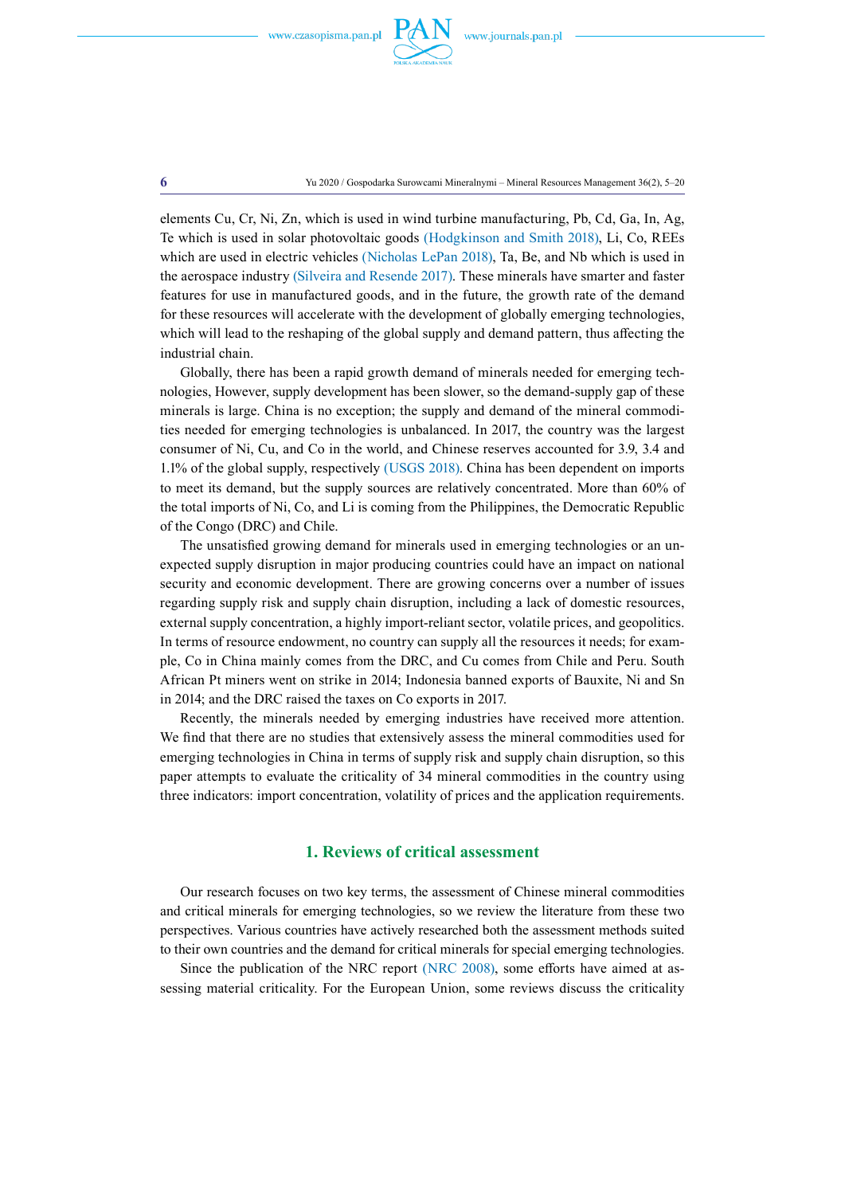elements Cu, Cr, Ni, Zn, which is used in wind turbine manufacturing, Pb, Cd, Ga, In, Ag, Te which is used in solar photovoltaic goods (Hodgkinson and Smith 2018), Li, Co, REEs which are used in electric vehicles (Nicholas LePan 2018), Ta, Be, and Nb which is used in the aerospace industry (Silveira and Resende 2017). These minerals have smarter and faster features for use in manufactured goods, and in the future, the growth rate of the demand for these resources will accelerate with the development of globally emerging technologies, which will lead to the reshaping of the global supply and demand pattern, thus affecting the industrial chain.

Globally, there has been a rapid growth demand of minerals needed for emerging technologies, However, supply development has been slower, so the demand-supply gap of these minerals is large. China is no exception; the supply and demand of the mineral commodities needed for emerging technologies is unbalanced. In 2017, the country was the largest consumer of Ni, Cu, and Co in the world, and Chinese reserves accounted for 3.9, 3.4 and 1.1% of the global supply, respectively (USGS 2018). China has been dependent on imports to meet its demand, but the supply sources are relatively concentrated. More than 60% of the total imports of Ni, Co, and Li is coming from the Philippines, the Democratic Republic of the Congo (DRC) and Chile.

The unsatisfied growing demand for minerals used in emerging technologies or an unexpected supply disruption in major producing countries could have an impact on national security and economic development. There are growing concerns over a number of issues regarding supply risk and supply chain disruption, including a lack of domestic resources, external supply concentration, a highly import-reliant sector, volatile prices, and geopolitics. In terms of resource endowment, no country can supply all the resources it needs; for example, Co in China mainly comes from the DRC, and Cu comes from Chile and Peru. South African Pt miners went on strike in 2014; Indonesia banned exports of Bauxite, Ni and Sn in 2014; and the DRC raised the taxes on Co exports in 2017.

Recently, the minerals needed by emerging industries have received more attention. We find that there are no studies that extensively assess the mineral commodities used for emerging technologies in China in terms of supply risk and supply chain disruption, so this paper attempts to evaluate the criticality of 34 mineral commodities in the country using three indicators: import concentration, volatility of prices and the application requirements.

## 1. Reviews of critical assessment

Our research focuses on two key terms, the assessment of Chinese mineral commodities and critical minerals for emerging technologies, so we review the literature from these two perspectives. Various countries have actively researched both the assessment methods suited to their own countries and the demand for critical minerals for special emerging technologies.

Since the publication of the NRC report (NRC 2008), some efforts have aimed at assessing material criticality. For the European Union, some reviews discuss the criticality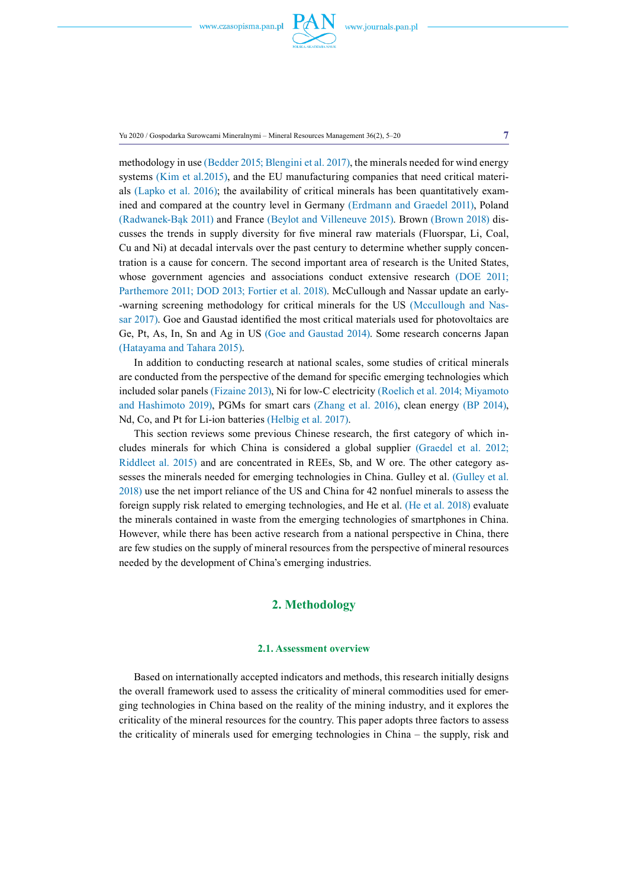methodology in use (Bedder 2015; Blengini et al. 2017), the minerals needed for wind energy systems (Kim et al.2015), and the EU manufacturing companies that need critical materials (Lapko et al. 2016); the availability of critical minerals has been quantitatively examined and compared at the country level in Germany (Erdmann and Graedel 2011), Poland (Radwanek-Bąk 2011) and France (Beylot and Villeneuve 2015). Brown (Brown 2018) discusses the trends in supply diversity for five mineral raw materials (Fluorspar, Li, Coal, Cu and Ni) at decadal intervals over the past century to determine whether supply concentration is a cause for concern. The second important area of research is the United States, whose government agencies and associations conduct extensive research (DOE 2011; Parthemore 2011; DOD 2013; Fortier et al. 2018). McCullough and Nassar update an early-warning screening methodology for critical minerals for the US (Mccullough and Nassar 2017). Goe and Gaustad identified the most critical materials used for photovoltaics are Ge, Pt, As, In, Sn and Ag in US (Goe and Gaustad 2014). Some research concerns Japan (Hatayama and Tahara 2015).

In addition to conducting research at national scales, some studies of critical minerals are conducted from the perspective of the demand for specific emerging technologies which included solar panels (Fizaine 2013), Ni for low-C electricity (Roelich et al. 2014; Miyamoto and Hashimoto 2019), PGMs for smart cars (Zhang et al. 2016), clean energy (BP 2014), Nd, Co, and Pt for Li-ion batteries (Helbig et al. 2017).

This section reviews some previous Chinese research, the first category of which includes minerals for which China is considered a global supplier (Graedel et al. 2012; Riddleet al. 2015) and are concentrated in REEs, Sb, and W ore. The other category assesses the minerals needed for emerging technologies in China. Gulley et al. (Gulley et al. 2018) use the net import reliance of the US and China for 42 nonfuel minerals to assess the foreign supply risk related to emerging technologies, and He et al. (He et al. 2018) evaluate the minerals contained in waste from the emerging technologies of smartphones in China. However, while there has been active research from a national perspective in China, there are few studies on the supply of mineral resources from the perspective of mineral resources needed by the development of China's emerging industries.

## 2. Methodology

### 2.1. Assessment overview

Based on internationally accepted indicators and methods, this research initially designs the overall framework used to assess the criticality of mineral commodities used for emerging technologies in China based on the reality of the mining industry, and it explores the criticality of the mineral resources for the country. This paper adopts three factors to assess the criticality of minerals used for emerging technologies in China – the supply, risk and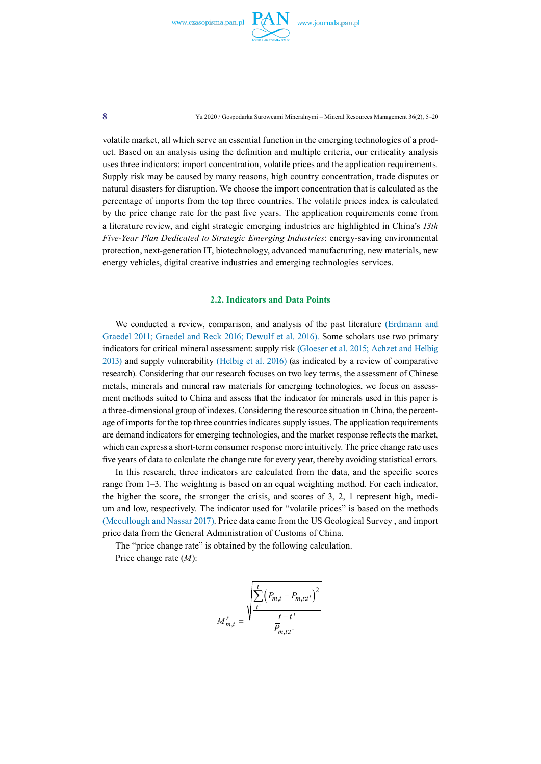volatile market, all which serve an essential function in the emerging technologies of a product. Based on an analysis using the definition and multiple criteria, our criticality analysis uses three indicators: import concentration, volatile prices and the application requirements. Supply risk may be caused by many reasons, high country concentration, trade disputes or natural disasters for disruption. We choose the import concentration that is calculated as the percentage of imports from the top three countries. The volatile prices index is calculated by the price change rate for the past five years. The application requirements come from a literature review, and eight strategic emerging industries are highlighted in China's *13th Five-Year Plan Dedicated to Strategic Emerging Industries*: energy-saving environmental protection, next-generation IT, biotechnology, advanced manufacturing, new materials, new energy vehicles, digital creative industries and emerging technologies services.

### 2.2. Indicators and Data Points

We conducted a review, comparison, and analysis of the past literature (Erdmann and Graedel 2011; Graedel and Reck 2016; Dewulf et al. 2016). Some scholars use two primary indicators for critical mineral assessment: supply risk (Gloeser et al. 2015; Achzet and Helbig 2013) and supply vulnerability (Helbig et al. 2016) (as indicated by a review of comparative research). Considering that our research focuses on two key terms, the assessment of Chinese metals, minerals and mineral raw materials for emerging technologies, we focus on assessment methods suited to China and assess that the indicator for minerals used in this paper is a three-dimensional group of indexes. Considering the resource situation in China, the percentage of imports for the top three countries indicates supply issues. The application requirements are demand indicators for emerging technologies, and the market response reflects the market, which can express a short-term consumer response more intuitively. The price change rate uses five years of data to calculate the change rate for every year, thereby avoiding statistical errors.

In this research, three indicators are calculated from the data, and the specific scores range from 1–3. The weighting is based on an equal weighting method. For each indicator, the higher the score, the stronger the crisis, and scores of 3, 2, 1 represent high, medium and low, respectively. The indicator used for "volatile prices" is based on the methods (Mccullough and Nassar 2017). Price data came from the US Geological Survey , and import price data from the General Administration of Customs of China.

The "price change rate" is obtained by the following calculation.

Price change rate ($M$):

$$M^{r}_{m,t} = \frac{\sqrt{\dfrac{\sum_{t'}^{t}\left(P_{m,t} - \overline{P}_{m,t:t'}\right)^2}{t - t'}}}{\overline{P}_{m,t:t'}}$$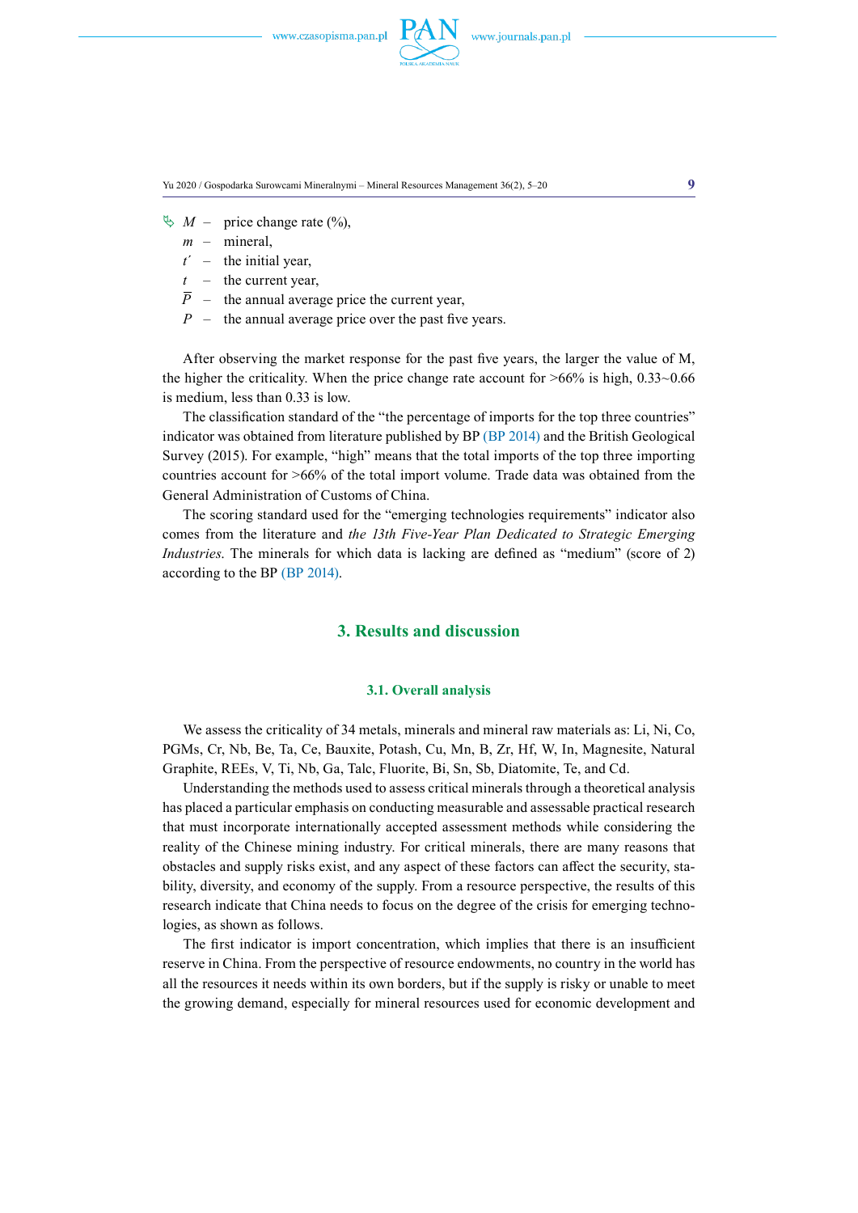$M$ – price change rate (%),
$m$ – mineral,
$t'$ – the initial year,
$t$ – the current year,
$\overline{P}$ – the annual average price the current year,
$P$ – the annual average price over the past five years.

After observing the market response for the past five years, the larger the value of M, the higher the criticality. When the price change rate account for >66% is high, 0.33~0.66 is medium, less than 0.33 is low.

The classification standard of the "the percentage of imports for the top three countries" indicator was obtained from literature published by BP (BP 2014) and the British Geological Survey (2015). For example, "high" means that the total imports of the top three importing countries account for >66% of the total import volume. Trade data was obtained from the General Administration of Customs of China.

The scoring standard used for the "emerging technologies requirements" indicator also comes from the literature and *the 13th Five-Year Plan Dedicated to Strategic Emerging Industries*. The minerals for which data is lacking are defined as "medium" (score of 2) according to the BP (BP 2014).

## 3. Results and discussion

### 3.1. Overall analysis

We assess the criticality of 34 metals, minerals and mineral raw materials as: Li, Ni, Co, PGMs, Cr, Nb, Be, Ta, Ce, Bauxite, Potash, Cu, Mn, B, Zr, Hf, W, In, Magnesite, Natural Graphite, REEs, V, Ti, Nb, Ga, Talc, Fluorite, Bi, Sn, Sb, Diatomite, Te, and Cd.

Understanding the methods used to assess critical minerals through a theoretical analysis has placed a particular emphasis on conducting measurable and assessable practical research that must incorporate internationally accepted assessment methods while considering the reality of the Chinese mining industry. For critical minerals, there are many reasons that obstacles and supply risks exist, and any aspect of these factors can affect the security, stability, diversity, and economy of the supply. From a resource perspective, the results of this research indicate that China needs to focus on the degree of the crisis for emerging technologies, as shown as follows.

The first indicator is import concentration, which implies that there is an insufficient reserve in China. From the perspective of resource endowments, no country in the world has all the resources it needs within its own borders, but if the supply is risky or unable to meet the growing demand, especially for mineral resources used for economic development and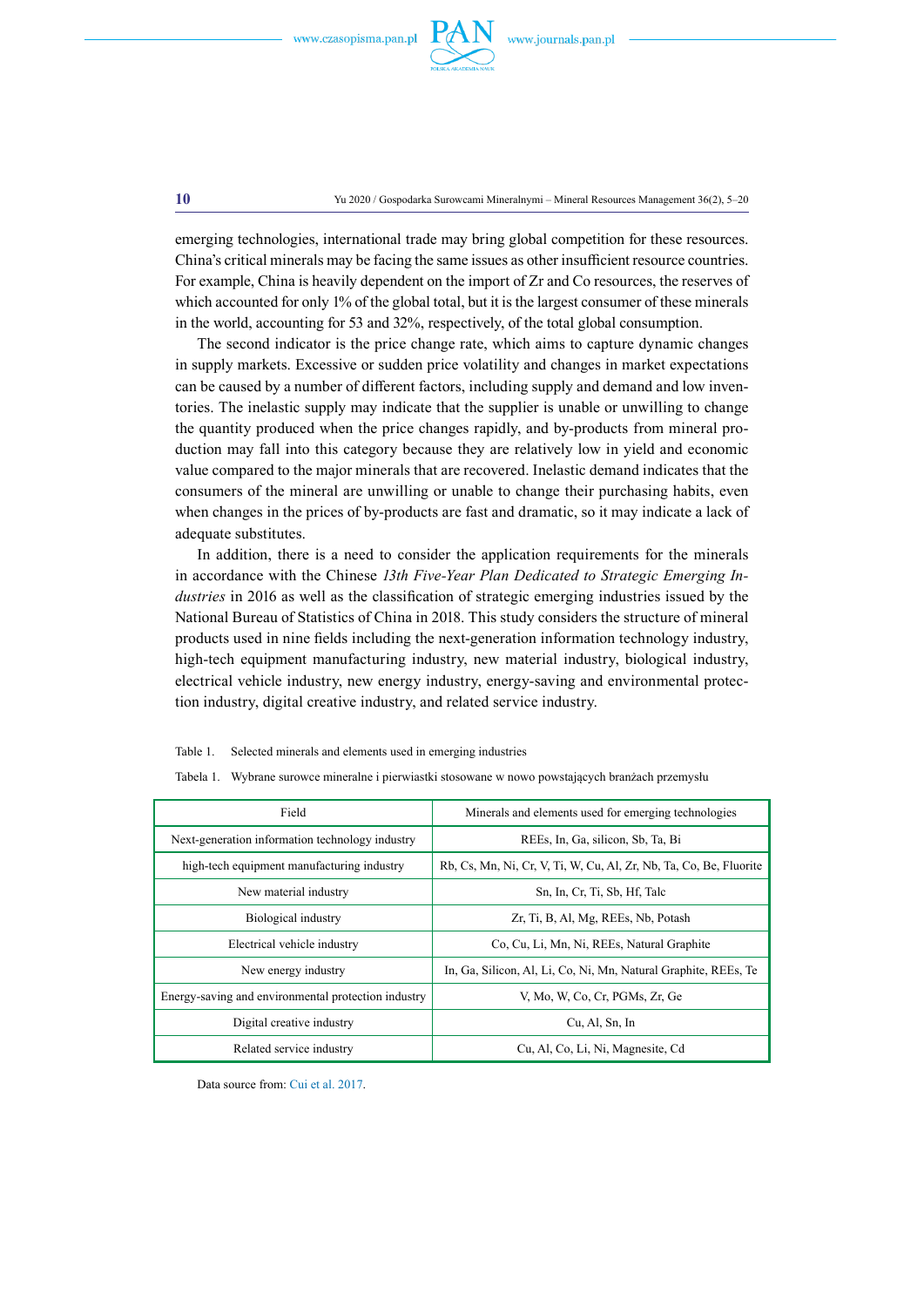emerging technologies, international trade may bring global competition for these resources. China's critical minerals may be facing the same issues as other insufficient resource countries. For example, China is heavily dependent on the import of Zr and Co resources, the reserves of which accounted for only 1% of the global total, but it is the largest consumer of these minerals in the world, accounting for 53 and 32%, respectively, of the total global consumption.

The second indicator is the price change rate, which aims to capture dynamic changes in supply markets. Excessive or sudden price volatility and changes in market expectations can be caused by a number of different factors, including supply and demand and low inventories. The inelastic supply may indicate that the supplier is unable or unwilling to change the quantity produced when the price changes rapidly, and by-products from mineral production may fall into this category because they are relatively low in yield and economic value compared to the major minerals that are recovered. Inelastic demand indicates that the consumers of the mineral are unwilling or unable to change their purchasing habits, even when changes in the prices of by-products are fast and dramatic, so it may indicate a lack of adequate substitutes.

In addition, there is a need to consider the application requirements for the minerals in accordance with the Chinese *13th Five-Year Plan Dedicated to Strategic Emerging Industries* in 2016 as well as the classification of strategic emerging industries issued by the National Bureau of Statistics of China in 2018. This study considers the structure of mineral products used in nine fields including the next-generation information technology industry, high-tech equipment manufacturing industry, new material industry, biological industry, electrical vehicle industry, new energy industry, energy-saving and environmental protection industry, digital creative industry, and related service industry.

Table 1. Selected minerals and elements used in emerging industries

Tabela 1. Wybrane surowce mineralne i pierwiastki stosowane w nowo powstających branżach przemysłu

| Field | Minerals and elements used for emerging technologies |
|---|---|
| Next-generation information technology industry | REEs, In, Ga, silicon, Sb, Ta, Bi |
| high-tech equipment manufacturing industry | Rb, Cs, Mn, Ni, Cr, V, Ti, W, Cu, Al, Zr, Nb, Ta, Co, Be, Fluorite |
| New material industry | Sn, In, Cr, Ti, Sb, Hf, Talc |
| Biological industry | Zr, Ti, B, Al, Mg, REEs, Nb, Potash |
| Electrical vehicle industry | Co, Cu, Li, Mn, Ni, REEs, Natural Graphite |
| New energy industry | In, Ga, Silicon, Al, Li, Co, Ni, Mn, Natural Graphite, REEs, Te |
| Energy-saving and environmental protection industry | V, Mo, W, Co, Cr, PGMs, Zr, Ge |
| Digital creative industry | Cu, Al, Sn, In |
| Related service industry | Cu, Al, Co, Li, Ni, Magnesite, Cd |

Data source from: Cui et al. 2017.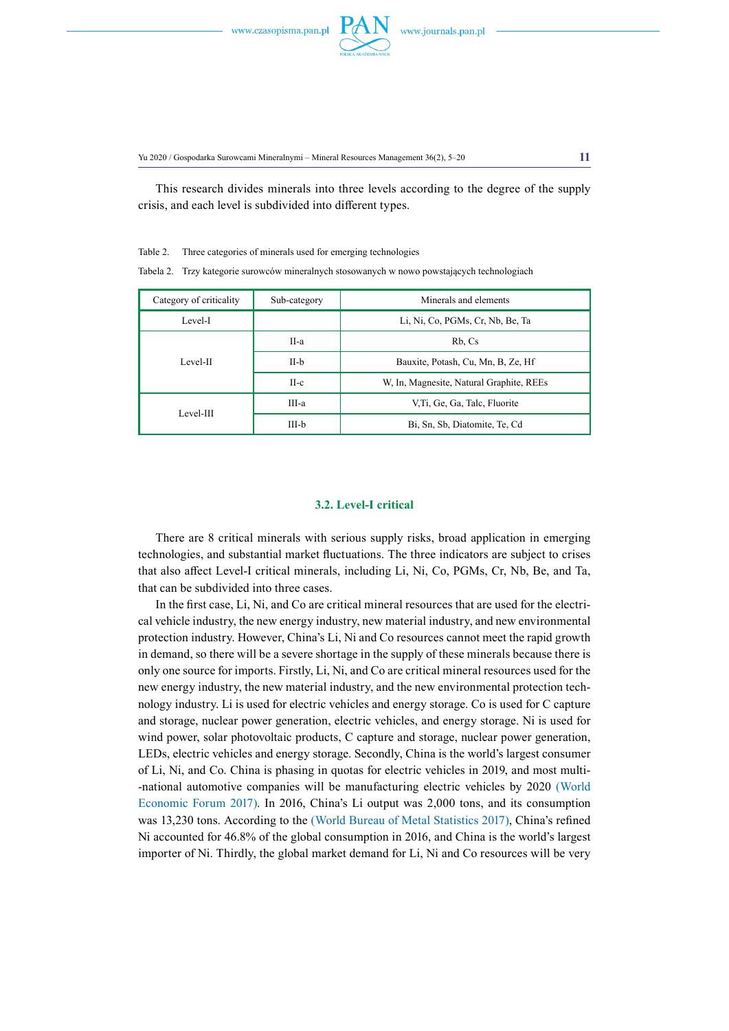This research divides minerals into three levels according to the degree of the supply crisis, and each level is subdivided into different types.

Table 2. Three categories of minerals used for emerging technologies

Tabela 2. Trzy kategorie surowców mineralnych stosowanych w nowo powstających technologiach

| Category of criticality | Sub-category | Minerals and elements |
|---|---|---|
| Level-I | | Li, Ni, Co, PGMs, Cr, Nb, Be, Ta |
| Level-II | II-a | Rb, Cs |
| | II-b | Bauxite, Potash, Cu, Mn, B, Ze, Hf |
| | II-c | W, In, Magnesite, Natural Graphite, REEs |
| Level-III | III-a | V,Ti, Ge, Ga, Talc, Fluorite |
| | III-b | Bi, Sn, Sb, Diatomite, Te, Cd |

### 3.2. Level-I critical

There are 8 critical minerals with serious supply risks, broad application in emerging technologies, and substantial market fluctuations. The three indicators are subject to crises that also affect Level-I critical minerals, including Li, Ni, Co, PGMs, Cr, Nb, Be, and Ta, that can be subdivided into three cases.

In the first case, Li, Ni, and Co are critical mineral resources that are used for the electrical vehicle industry, the new energy industry, new material industry, and new environmental protection industry. However, China's Li, Ni and Co resources cannot meet the rapid growth in demand, so there will be a severe shortage in the supply of these minerals because there is only one source for imports. Firstly, Li, Ni, and Co are critical mineral resources used for the new energy industry, the new material industry, and the new environmental protection technology industry. Li is used for electric vehicles and energy storage. Co is used for C capture and storage, nuclear power generation, electric vehicles, and energy storage. Ni is used for wind power, solar photovoltaic products, C capture and storage, nuclear power generation, LEDs, electric vehicles and energy storage. Secondly, China is the world's largest consumer of Li, Ni, and Co. China is phasing in quotas for electric vehicles in 2019, and most multi-national automotive companies will be manufacturing electric vehicles by 2020 (World Economic Forum 2017). In 2016, China's Li output was 2,000 tons, and its consumption was 13,230 tons. According to the (World Bureau of Metal Statistics 2017), China's refined Ni accounted for 46.8% of the global consumption in 2016, and China is the world's largest importer of Ni. Thirdly, the global market demand for Li, Ni and Co resources will be very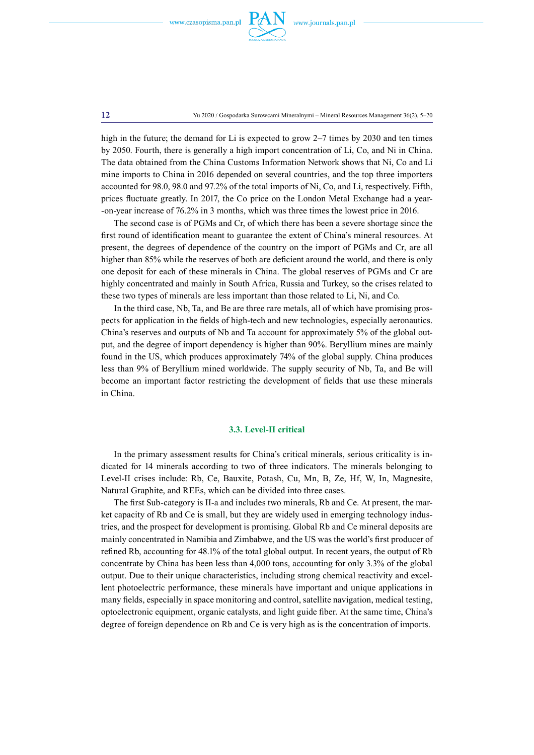high in the future; the demand for Li is expected to grow 2–7 times by 2030 and ten times by 2050. Fourth, there is generally a high import concentration of Li, Co, and Ni in China. The data obtained from the China Customs Information Network shows that Ni, Co and Li mine imports to China in 2016 depended on several countries, and the top three importers accounted for 98.0, 98.0 and 97.2% of the total imports of Ni, Co, and Li, respectively. Fifth, prices fluctuate greatly. In 2017, the Co price on the London Metal Exchange had a year-on-year increase of 76.2% in 3 months, which was three times the lowest price in 2016.

The second case is of PGMs and Cr, of which there has been a severe shortage since the first round of identification meant to guarantee the extent of China's mineral resources. At present, the degrees of dependence of the country on the import of PGMs and Cr, are all higher than 85% while the reserves of both are deficient around the world, and there is only one deposit for each of these minerals in China. The global reserves of PGMs and Cr are highly concentrated and mainly in South Africa, Russia and Turkey, so the crises related to these two types of minerals are less important than those related to Li, Ni, and Co.

In the third case, Nb, Ta, and Be are three rare metals, all of which have promising prospects for application in the fields of high-tech and new technologies, especially aeronautics. China's reserves and outputs of Nb and Ta account for approximately 5% of the global output, and the degree of import dependency is higher than 90%. Beryllium mines are mainly found in the US, which produces approximately 74% of the global supply. China produces less than 9% of Beryllium mined worldwide. The supply security of Nb, Ta, and Be will become an important factor restricting the development of fields that use these minerals in China.

### 3.3. Level-II critical

In the primary assessment results for China's critical minerals, serious criticality is indicated for 14 minerals according to two of three indicators. The minerals belonging to Level-II crises include: Rb, Ce, Bauxite, Potash, Cu, Mn, B, Ze, Hf, W, In, Magnesite, Natural Graphite, and REEs, which can be divided into three cases.

The first Sub-category is II-a and includes two minerals, Rb and Ce. At present, the market capacity of Rb and Ce is small, but they are widely used in emerging technology industries, and the prospect for development is promising. Global Rb and Ce mineral deposits are mainly concentrated in Namibia and Zimbabwe, and the US was the world's first producer of refined Rb, accounting for 48.1% of the total global output. In recent years, the output of Rb concentrate by China has been less than 4,000 tons, accounting for only 3.3% of the global output. Due to their unique characteristics, including strong chemical reactivity and excellent photoelectric performance, these minerals have important and unique applications in many fields, especially in space monitoring and control, satellite navigation, medical testing, optoelectronic equipment, organic catalysts, and light guide fiber. At the same time, China's degree of foreign dependence on Rb and Ce is very high as is the concentration of imports.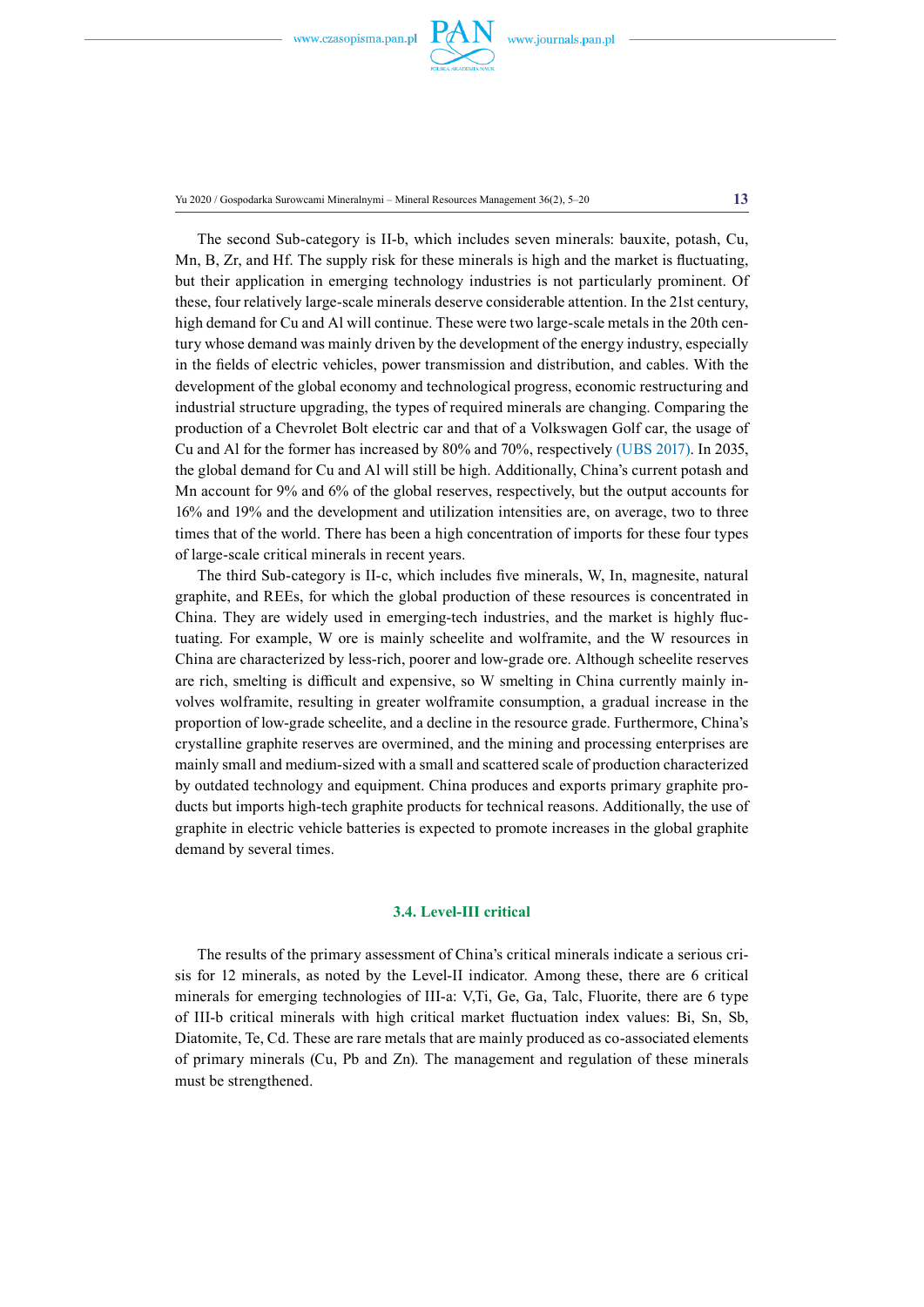The second Sub-category is II-b, which includes seven minerals: bauxite, potash, Cu, Mn, B, Zr, and Hf. The supply risk for these minerals is high and the market is fluctuating, but their application in emerging technology industries is not particularly prominent. Of these, four relatively large-scale minerals deserve considerable attention. In the 21st century, high demand for Cu and Al will continue. These were two large-scale metals in the 20th century whose demand was mainly driven by the development of the energy industry, especially in the fields of electric vehicles, power transmission and distribution, and cables. With the development of the global economy and technological progress, economic restructuring and industrial structure upgrading, the types of required minerals are changing. Comparing the production of a Chevrolet Bolt electric car and that of a Volkswagen Golf car, the usage of Cu and Al for the former has increased by 80% and 70%, respectively (UBS 2017). In 2035, the global demand for Cu and Al will still be high. Additionally, China's current potash and Mn account for 9% and 6% of the global reserves, respectively, but the output accounts for 16% and 19% and the development and utilization intensities are, on average, two to three times that of the world. There has been a high concentration of imports for these four types of large-scale critical minerals in recent years.

The third Sub-category is II-c, which includes five minerals, W, In, magnesite, natural graphite, and REEs, for which the global production of these resources is concentrated in China. They are widely used in emerging-tech industries, and the market is highly fluctuating. For example, W ore is mainly scheelite and wolframite, and the W resources in China are characterized by less-rich, poorer and low-grade ore. Although scheelite reserves are rich, smelting is difficult and expensive, so W smelting in China currently mainly involves wolframite, resulting in greater wolframite consumption, a gradual increase in the proportion of low-grade scheelite, and a decline in the resource grade. Furthermore, China's crystalline graphite reserves are overmined, and the mining and processing enterprises are mainly small and medium-sized with a small and scattered scale of production characterized by outdated technology and equipment. China produces and exports primary graphite products but imports high-tech graphite products for technical reasons. Additionally, the use of graphite in electric vehicle batteries is expected to promote increases in the global graphite demand by several times.

### 3.4. Level-III critical

The results of the primary assessment of China's critical minerals indicate a serious crisis for 12 minerals, as noted by the Level-II indicator. Among these, there are 6 critical minerals for emerging technologies of III-a: V,Ti, Ge, Ga, Talc, Fluorite, there are 6 type of III-b critical minerals with high critical market fluctuation index values: Bi, Sn, Sb, Diatomite, Te, Cd. These are rare metals that are mainly produced as co-associated elements of primary minerals (Cu, Pb and Zn). The management and regulation of these minerals must be strengthened.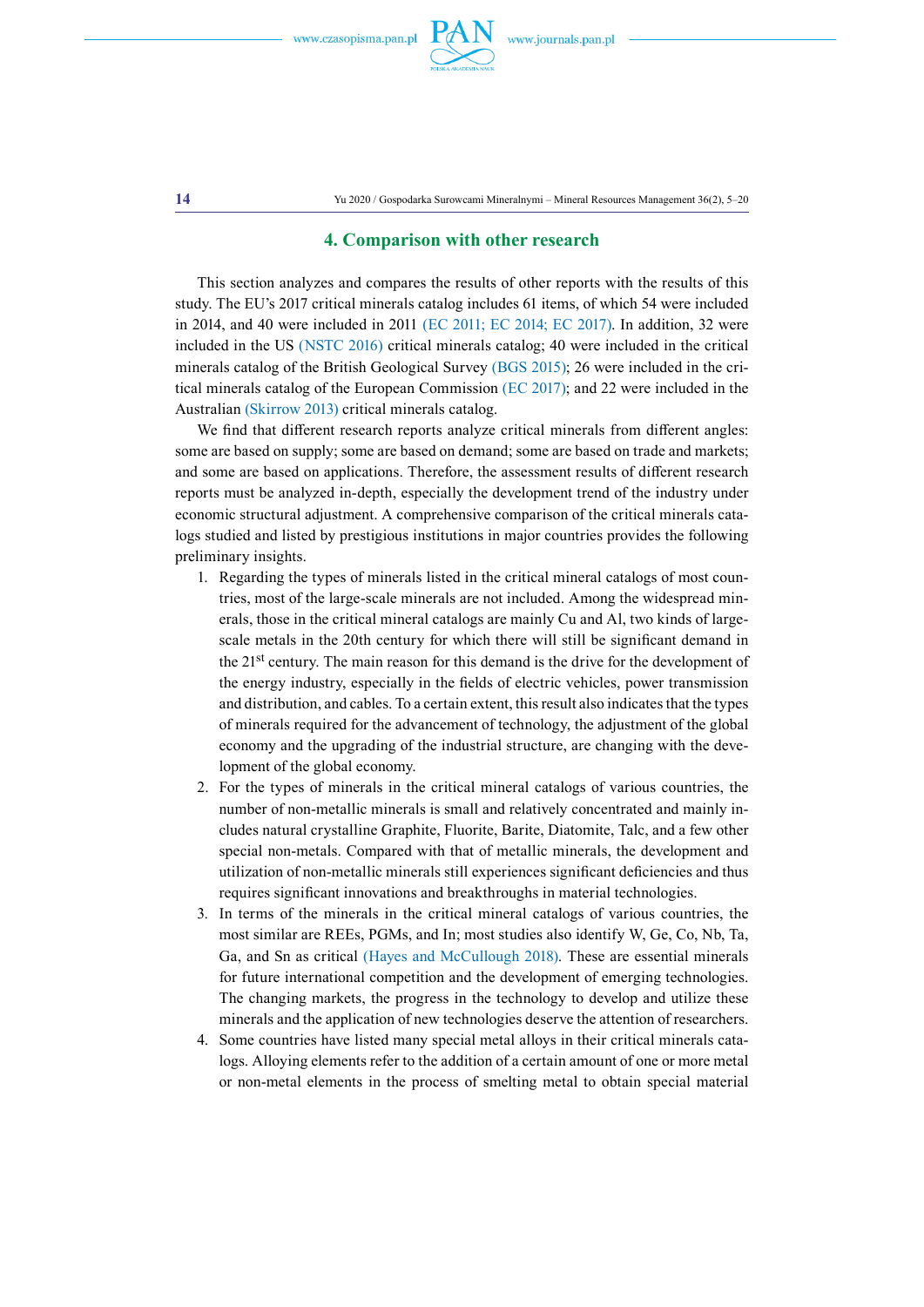## 4. Comparison with other research

This section analyzes and compares the results of other reports with the results of this study. The EU's 2017 critical minerals catalog includes 61 items, of which 54 were included in 2014, and 40 were included in 2011 (EC 2011; EC 2014; EC 2017). In addition, 32 were included in the US (NSTC 2016) critical minerals catalog; 40 were included in the critical minerals catalog of the British Geological Survey (BGS 2015); 26 were included in the critical minerals catalog of the European Commission (EC 2017); and 22 were included in the Australian (Skirrow 2013) critical minerals catalog.

We find that different research reports analyze critical minerals from different angles: some are based on supply; some are based on demand; some are based on trade and markets; and some are based on applications. Therefore, the assessment results of different research reports must be analyzed in-depth, especially the development trend of the industry under economic structural adjustment. A comprehensive comparison of the critical minerals catalogs studied and listed by prestigious institutions in major countries provides the following preliminary insights.

1. Regarding the types of minerals listed in the critical mineral catalogs of most countries, most of the large-scale minerals are not included. Among the widespread minerals, those in the critical mineral catalogs are mainly Cu and Al, two kinds of large-scale metals in the 20th century for which there will still be significant demand in the 21$^{st}$ century. The main reason for this demand is the drive for the development of the energy industry, especially in the fields of electric vehicles, power transmission and distribution, and cables. To a certain extent, this result also indicates that the types of minerals required for the advancement of technology, the adjustment of the global economy and the upgrading of the industrial structure, are changing with the development of the global economy.
2. For the types of minerals in the critical mineral catalogs of various countries, the number of non-metallic minerals is small and relatively concentrated and mainly includes natural crystalline Graphite, Fluorite, Barite, Diatomite, Talc, and a few other special non-metals. Compared with that of metallic minerals, the development and utilization of non-metallic minerals still experiences significant deficiencies and thus requires significant innovations and breakthroughs in material technologies.
3. In terms of the minerals in the critical mineral catalogs of various countries, the most similar are REEs, PGMs, and In; most studies also identify W, Ge, Co, Nb, Ta, Ga, and Sn as critical (Hayes and McCullough 2018). These are essential minerals for future international competition and the development of emerging technologies. The changing markets, the progress in the technology to develop and utilize these minerals and the application of new technologies deserve the attention of researchers.
4. Some countries have listed many special metal alloys in their critical minerals catalogs. Alloying elements refer to the addition of a certain amount of one or more metal or non-metal elements in the process of smelting metal to obtain special material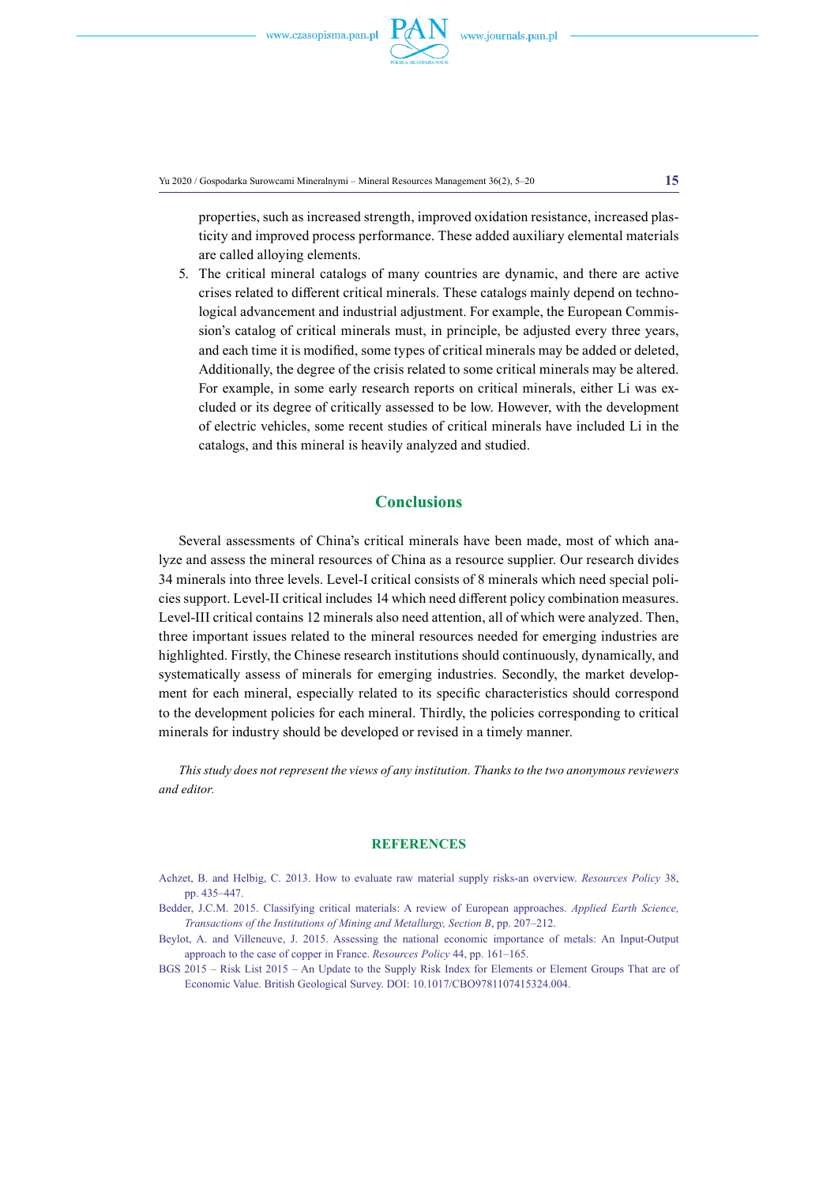properties, such as increased strength, improved oxidation resistance, increased plasticity and improved process performance. These added auxiliary elemental materials are called alloying elements.

5. The critical mineral catalogs of many countries are dynamic, and there are active crises related to different critical minerals. These catalogs mainly depend on technological advancement and industrial adjustment. For example, the European Commission's catalog of critical minerals must, in principle, be adjusted every three years, and each time it is modified, some types of critical minerals may be added or deleted, Additionally, the degree of the crisis related to some critical minerals may be altered. For example, in some early research reports on critical minerals, either Li was excluded or its degree of critically assessed to be low. However, with the development of electric vehicles, some recent studies of critical minerals have included Li in the catalogs, and this mineral is heavily analyzed and studied.

## Conclusions

Several assessments of China's critical minerals have been made, most of which analyze and assess the mineral resources of China as a resource supplier. Our research divides 34 minerals into three levels. Level-I critical consists of 8 minerals which need special policies support. Level-II critical includes 14 which need different policy combination measures. Level-III critical contains 12 minerals also need attention, all of which were analyzed. Then, three important issues related to the mineral resources needed for emerging industries are highlighted. Firstly, the Chinese research institutions should continuously, dynamically, and systematically assess of minerals for emerging industries. Secondly, the market development for each mineral, especially related to its specific characteristics should correspond to the development policies for each mineral. Thirdly, the policies corresponding to critical minerals for industry should be developed or revised in a timely manner.

*This study does not represent the views of any institution. Thanks to the two anonymous reviewers and editor.*

## REFERENCES

Achzet, B. and Helbig, C. 2013. How to evaluate raw material supply risks-an overview. *Resources Policy* 38, pp. 435–447.

Bedder, J.C.M. 2015. Classifying critical materials: A review of European approaches. *Applied Earth Science, Transactions of the Institutions of Mining and Metallurgy, Section B*, pp. 207–212.

Beylot, A. and Villeneuve, J. 2015. Assessing the national economic importance of metals: An Input-Output approach to the case of copper in France. *Resources Policy* 44, pp. 161–165.

BGS 2015 – Risk List 2015 – An Update to the Supply Risk Index for Elements or Element Groups That are of Economic Value. British Geological Survey. DOI: 10.1017/CBO9781107415324.004.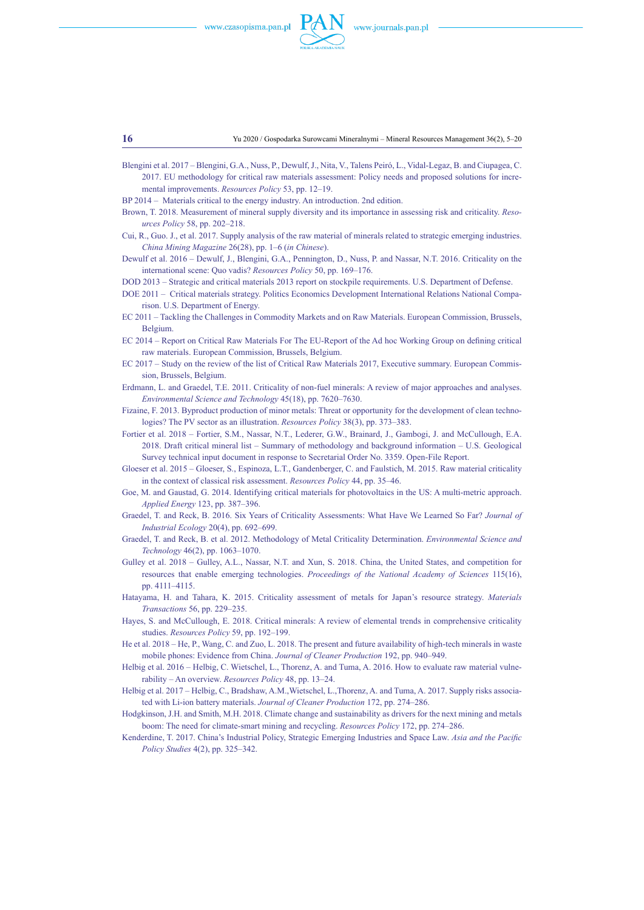Blengini et al. 2017 – Blengini, G.A., Nuss, P., Dewulf, J., Nita, V., Talens Peiró, L., Vidal-Legaz, B. and Ciupagea, C. 2017. EU methodology for critical raw materials assessment: Policy needs and proposed solutions for incremental improvements. *Resources Policy* 53, pp. 12–19.

BP 2014 – Materials critical to the energy industry. An introduction. 2nd edition.

Brown, T. 2018. Measurement of mineral supply diversity and its importance in assessing risk and criticality. *Resources Policy* 58, pp. 202–218.

Cui, R., Guo. J., et al. 2017. Supply analysis of the raw material of minerals related to strategic emerging industries. *China Mining Magazine* 26(28), pp. 1–6 (*in Chinese*).

Dewulf et al. 2016 – Dewulf, J., Blengini, G.A., Pennington, D., Nuss, P. and Nassar, N.T. 2016. Criticality on the international scene: Quo vadis? *Resources Policy* 50, pp. 169–176.

DOD 2013 – Strategic and critical materials 2013 report on stockpile requirements. U.S. Department of Defense.

DOE 2011 – Critical materials strategy. Politics Economics Development International Relations National Comparison. U.S. Department of Energy.

EC 2011 – Tackling the Challenges in Commodity Markets and on Raw Materials. European Commission, Brussels, Belgium.

EC 2014 – Report on Critical Raw Materials For The EU-Report of the Ad hoc Working Group on defining critical raw materials. European Commission, Brussels, Belgium.

EC 2017 – Study on the review of the list of Critical Raw Materials 2017, Executive summary. European Commission, Brussels, Belgium.

Erdmann, L. and Graedel, T.E. 2011. Criticality of non-fuel minerals: A review of major approaches and analyses. *Environmental Science and Technology* 45(18), pp. 7620–7630.

Fizaine, F. 2013. Byproduct production of minor metals: Threat or opportunity for the development of clean technologies? The PV sector as an illustration. *Resources Policy* 38(3), pp. 373–383.

Fortier et al. 2018 – Fortier, S.M., Nassar, N.T., Lederer, G.W., Brainard, J., Gambogi, J. and McCullough, E.A. 2018. Draft critical mineral list – Summary of methodology and background information – U.S. Geological Survey technical input document in response to Secretarial Order No. 3359. Open-File Report.

Gloeser et al. 2015 – Gloeser, S., Espinoza, L.T., Gandenberger, C. and Faulstich, M. 2015. Raw material criticality in the context of classical risk assessment. *Resources Policy* 44, pp. 35–46.

Goe, M. and Gaustad, G. 2014. Identifying critical materials for photovoltaics in the US: A multi-metric approach. *Applied Energy* 123, pp. 387–396.

Graedel, T. and Reck, B. 2016. Six Years of Criticality Assessments: What Have We Learned So Far? *Journal of Industrial Ecology* 20(4), pp. 692–699.

Graedel, T. and Reck, B. et al. 2012. Methodology of Metal Criticality Determination. *Environmental Science and Technology* 46(2), pp. 1063–1070.

Gulley et al. 2018 – Gulley, A.L., Nassar, N.T. and Xun, S. 2018. China, the United States, and competition for resources that enable emerging technologies. *Proceedings of the National Academy of Sciences* 115(16), pp. 4111–4115.

Hatayama, H. and Tahara, K. 2015. Criticality assessment of metals for Japan's resource strategy. *Materials Transactions* 56, pp. 229–235.

Hayes, S. and McCullough, E. 2018. Critical minerals: A review of elemental trends in comprehensive criticality studies. *Resources Policy* 59, pp. 192–199.

He et al. 2018 – He, P., Wang, C. and Zuo, L. 2018. The present and future availability of high-tech minerals in waste mobile phones: Evidence from China. *Journal of Cleaner Production* 192, pp. 940–949.

Helbig et al. 2016 – Helbig, C. Wietschel, L., Thorenz, A. and Tuma, A. 2016. How to evaluate raw material vulnerability – An overview. *Resources Policy* 48, pp. 13–24.

Helbig et al. 2017 – Helbig, C., Bradshaw, A.M.,Wietschel, L.,Thorenz, A. and Tuma, A. 2017. Supply risks associated with Li-ion battery materials. *Journal of Cleaner Production* 172, pp. 274–286.

Hodgkinson, J.H. and Smith, M.H. 2018. Climate change and sustainability as drivers for the next mining and metals boom: The need for climate-smart mining and recycling. *Resources Policy* 172, pp. 274–286.

Kenderdine, T. 2017. China's Industrial Policy, Strategic Emerging Industries and Space Law. *Asia and the Pacific Policy Studies* 4(2), pp. 325–342.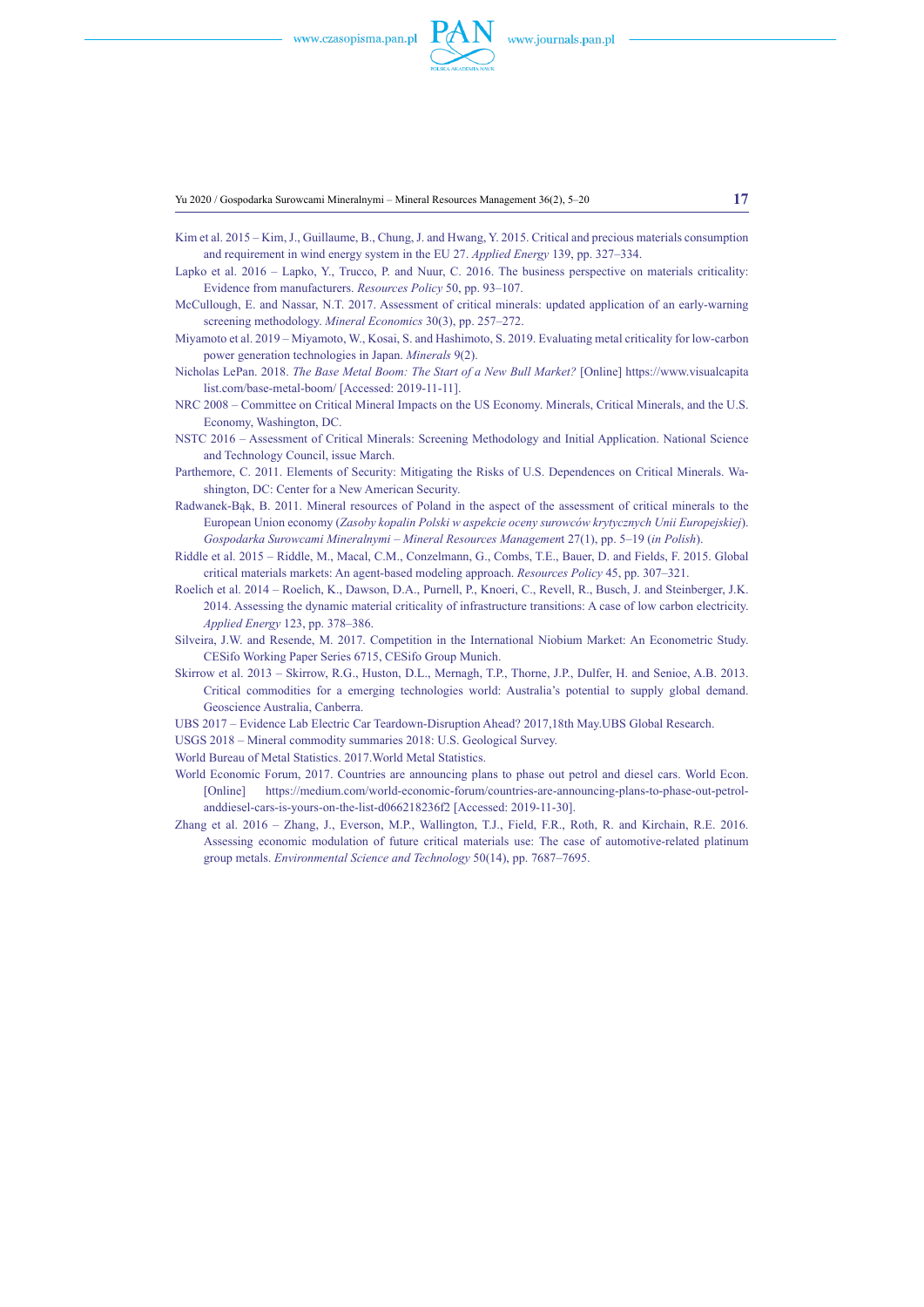Kim et al. 2015 – Kim, J., Guillaume, B., Chung, J. and Hwang, Y. 2015. Critical and precious materials consumption and requirement in wind energy system in the EU 27. *Applied Energy* 139, pp. 327–334.

Lapko et al. 2016 – Lapko, Y., Trucco, P. and Nuur, C. 2016. The business perspective on materials criticality: Evidence from manufacturers. *Resources Policy* 50, pp. 93–107.

McCullough, E. and Nassar, N.T. 2017. Assessment of critical minerals: updated application of an early-warning screening methodology. *Mineral Economics* 30(3), pp. 257–272.

Miyamoto et al. 2019 – Miyamoto, W., Kosai, S. and Hashimoto, S. 2019. Evaluating metal criticality for low-carbon power generation technologies in Japan. *Minerals* 9(2).

Nicholas LePan. 2018. *The Base Metal Boom: The Start of a New Bull Market?* [Online] https://www.visualcapitalist.com/base-metal-boom/ [Accessed: 2019-11-11].

NRC 2008 – Committee on Critical Mineral Impacts on the US Economy. Minerals, Critical Minerals, and the U.S. Economy, Washington, DC.

NSTC 2016 – Assessment of Critical Minerals: Screening Methodology and Initial Application. National Science and Technology Council, issue March.

Parthemore, C. 2011. Elements of Security: Mitigating the Risks of U.S. Dependences on Critical Minerals. Washington, DC: Center for a New American Security.

Radwanek-Bąk, B. 2011. Mineral resources of Poland in the aspect of the assessment of critical minerals to the European Union economy (*Zasoby kopalin Polski w aspekcie oceny surowców krytycznych Unii Europejskiej*). *Gospodarka Surowcami Mineralnymi – Mineral Resources Management* 27(1), pp. 5–19 (*in Polish*).

Riddle et al. 2015 – Riddle, M., Macal, C.M., Conzelmann, G., Combs, T.E., Bauer, D. and Fields, F. 2015. Global critical materials markets: An agent-based modeling approach. *Resources Policy* 45, pp. 307–321.

Roelich et al. 2014 – Roelich, K., Dawson, D.A., Purnell, P., Knoeri, C., Revell, R., Busch, J. and Steinberger, J.K. 2014. Assessing the dynamic material criticality of infrastructure transitions: A case of low carbon electricity. *Applied Energy* 123, pp. 378–386.

Silveira, J.W. and Resende, M. 2017. Competition in the International Niobium Market: An Econometric Study. CESifo Working Paper Series 6715, CESifo Group Munich.

Skirrow et al. 2013 – Skirrow, R.G., Huston, D.L., Mernagh, T.P., Thorne, J.P., Dulfer, H. and Senioe, A.B. 2013. Critical commodities for a emerging technologies world: Australia's potential to supply global demand. Geoscience Australia, Canberra.

UBS 2017 – Evidence Lab Electric Car Teardown-Disruption Ahead? 2017,18th May.UBS Global Research.

USGS 2018 – Mineral commodity summaries 2018: U.S. Geological Survey.

World Bureau of Metal Statistics. 2017.World Metal Statistics.

World Economic Forum, 2017. Countries are announcing plans to phase out petrol and diesel cars. World Econ. [Online] https://medium.com/world-economic-forum/countries-are-announcing-plans-to-phase-out-petrol-anddiesel-cars-is-yours-on-the-list-d066218236f2 [Accessed: 2019-11-30].

Zhang et al. 2016 – Zhang, J., Everson, M.P., Wallington, T.J., Field, F.R., Roth, R. and Kirchain, R.E. 2016. Assessing economic modulation of future critical materials use: The case of automotive-related platinum group metals. *Environmental Science and Technology* 50(14), pp. 7687–7695.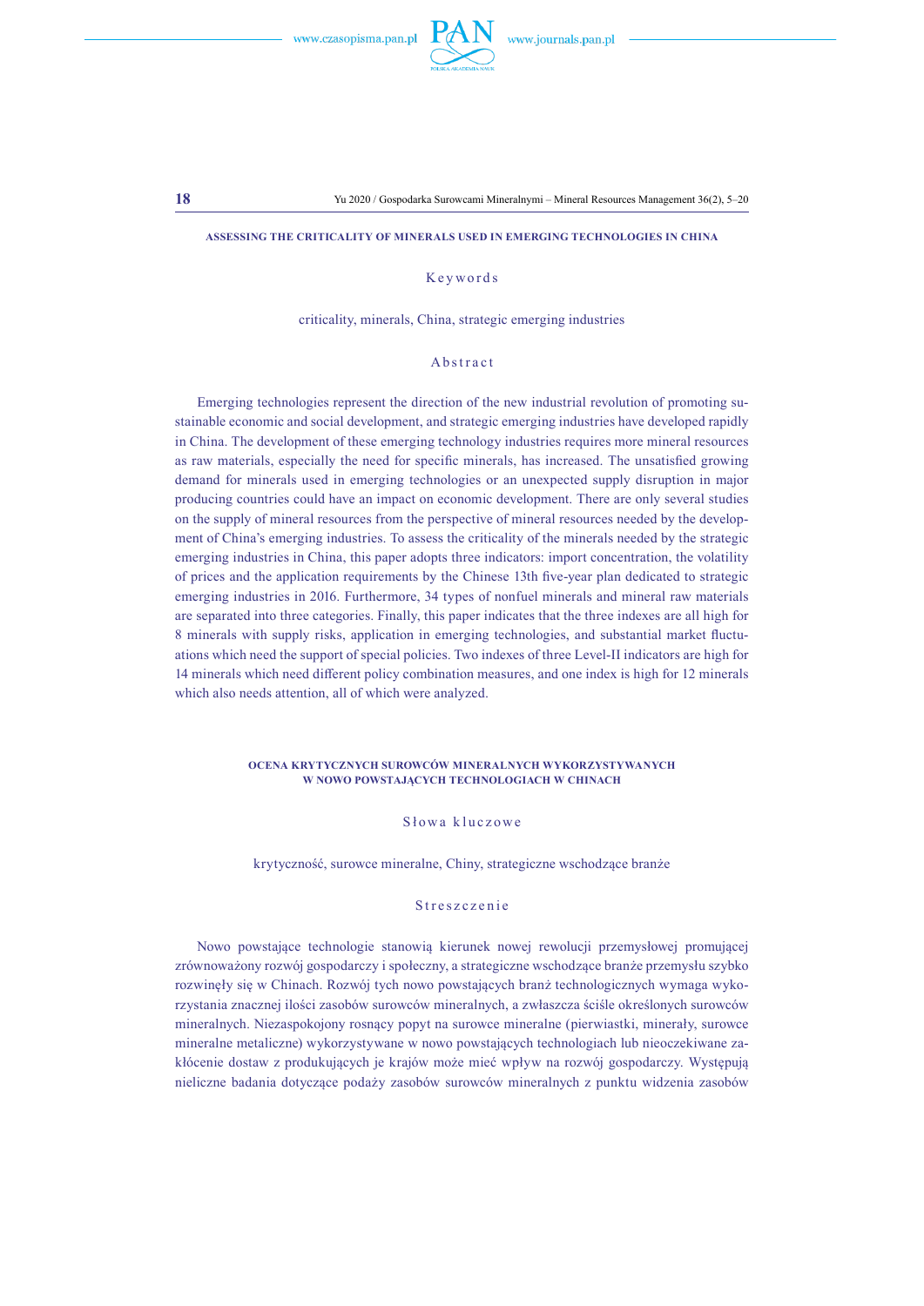ASSESSING THE CRITICALITY OF MINERALS USED IN EMERGING TECHNOLOGIES IN CHINA

Keywords

criticality, minerals, China, strategic emerging industries

Abstract

Emerging technologies represent the direction of the new industrial revolution of promoting sustainable economic and social development, and strategic emerging industries have developed rapidly in China. The development of these emerging technology industries requires more mineral resources as raw materials, especially the need for specific minerals, has increased. The unsatisfied growing demand for minerals used in emerging technologies or an unexpected supply disruption in major producing countries could have an impact on economic development. There are only several studies on the supply of mineral resources from the perspective of mineral resources needed by the development of China's emerging industries. To assess the criticality of the minerals needed by the strategic emerging industries in China, this paper adopts three indicators: import concentration, the volatility of prices and the application requirements by the Chinese 13th five-year plan dedicated to strategic emerging industries in 2016. Furthermore, 34 types of nonfuel minerals and mineral raw materials are separated into three categories. Finally, this paper indicates that the three indexes are all high for 8 minerals with supply risks, application in emerging technologies, and substantial market fluctuations which need the support of special policies. Two indexes of three Level-II indicators are high for 14 minerals which need different policy combination measures, and one index is high for 12 minerals which also needs attention, all of which were analyzed.

OCENA KRYTYCZNYCH SUROWCÓW MINERALNYCH WYKORZYSTYWANYCH W NOWO POWSTAJĄCYCH TECHNOLOGIACH W CHINACH

Słowa kluczowe

krytyczność, surowce mineralne, Chiny, strategiczne wschodzące branże

Streszczenie

Nowo powstające technologie stanowią kierunek nowej rewolucji przemysłowej promującej zrównoważony rozwój gospodarczy i społeczny, a strategiczne wschodzące branże przemysłu szybko rozwinęły się w Chinach. Rozwój tych nowo powstających branż technologicznych wymaga wykorzystania znacznej ilości zasobów surowców mineralnych, a zwłaszcza ściśle określonych surowców mineralnych. Niezaspokojony rosnący popyt na surowce mineralne (pierwiastki, minerały, surowce mineralne metaliczne) wykorzystywane w nowo powstających technologiach lub nieoczekiwane zakłócenie dostaw z produkujących je krajów może mieć wpływ na rozwój gospodarczy. Występują nieliczne badania dotyczące podaży zasobów surowców mineralnych z punktu widzenia zasobów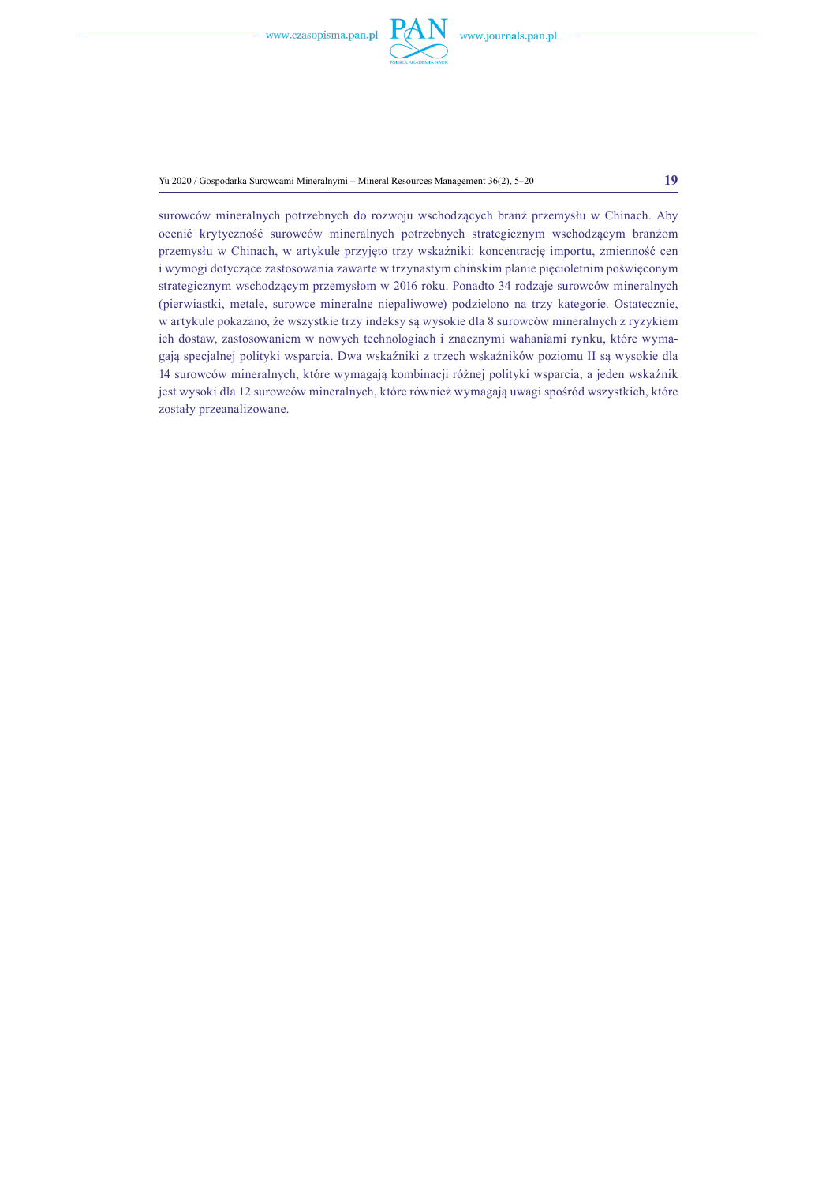surowców mineralnych potrzebnych do rozwoju wschodzących branż przemysłu w Chinach. Aby ocenić krytyczność surowców mineralnych potrzebnych strategicznym wschodzącym branżom przemysłu w Chinach, w artykule przyjęto trzy wskaźniki: koncentrację importu, zmienność cen i wymogi dotyczące zastosowania zawarte w trzynastym chińskim planie pięcioletnim poświęconym strategicznym wschodzącym przemysłom w 2016 roku. Ponadto 34 rodzaje surowców mineralnych (pierwiastki, metale, surowce mineralne niepaliwowe) podzielono na trzy kategorie. Ostatecznie, w artykule pokazano, że wszystkie trzy indeksy są wysokie dla 8 surowców mineralnych z ryzykiem ich dostaw, zastosowaniem w nowych technologiach i znacznymi wahaniami rynku, które wymagają specjalnej polityki wsparcia. Dwa wskaźniki z trzech wskaźników poziomu II są wysokie dla 14 surowców mineralnych, które wymagają kombinacji różnej polityki wsparcia, a jeden wskaźnik jest wysoki dla 12 surowców mineralnych, które również wymagają uwagi spośród wszystkich, które zostały przeanalizowane.